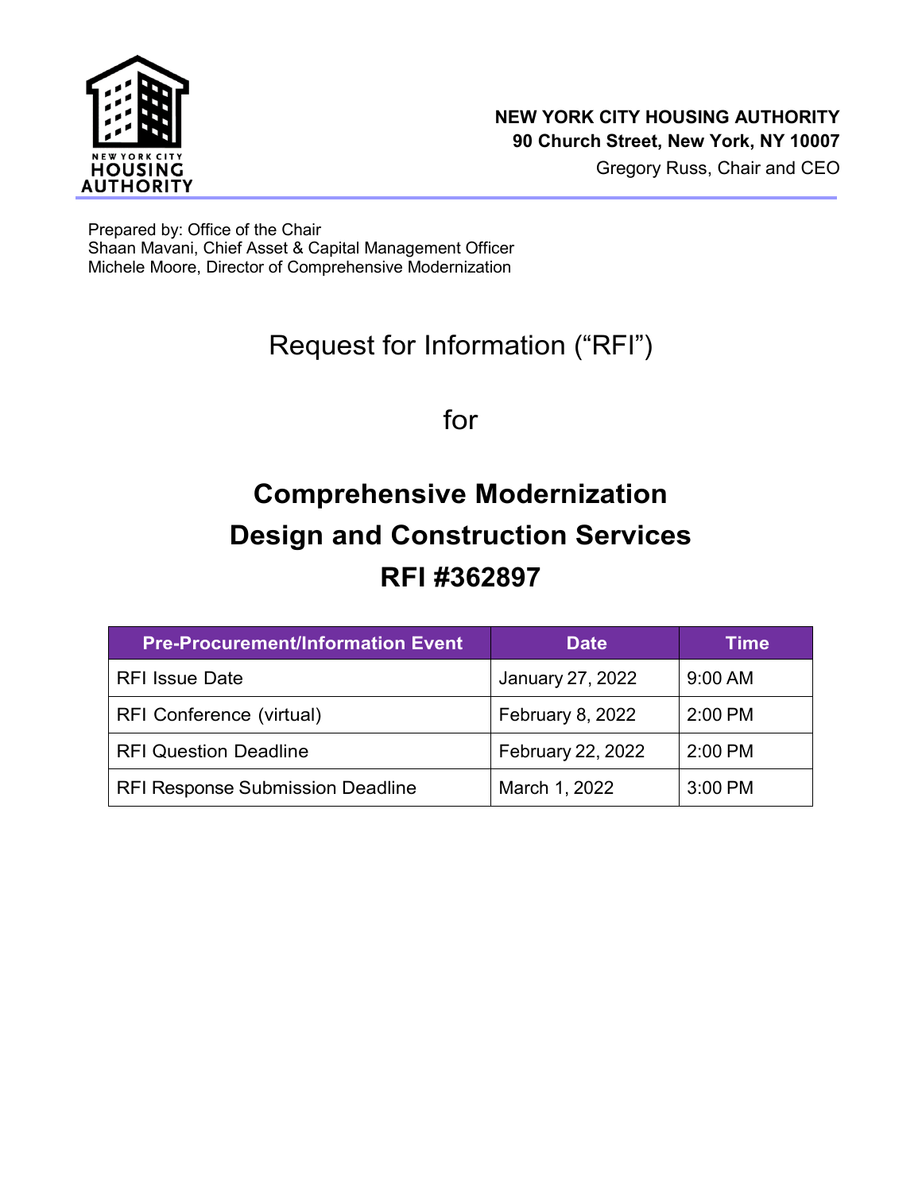**NEW YORK CITY HOUSING AUTHORITY**
**90 Church Street, New York, NY 10007**
Gregory Russ, Chair and CEO

Prepared by: Office of the Chair
Shaan Mavani, Chief Asset & Capital Management Officer
Michele Moore, Director of Comprehensive Modernization

# Request for Information ("RFI")

for

# Comprehensive Modernization Design and Construction Services RFI #362897

| Pre-Procurement/Information Event | Date | Time |
|---|---|---|
| RFI Issue Date | January 27, 2022 | 9:00 AM |
| RFI Conference (virtual) | February 8, 2022 | 2:00 PM |
| RFI Question Deadline | February 22, 2022 | 2:00 PM |
| RFI Response Submission Deadline | March 1, 2022 | 3:00 PM |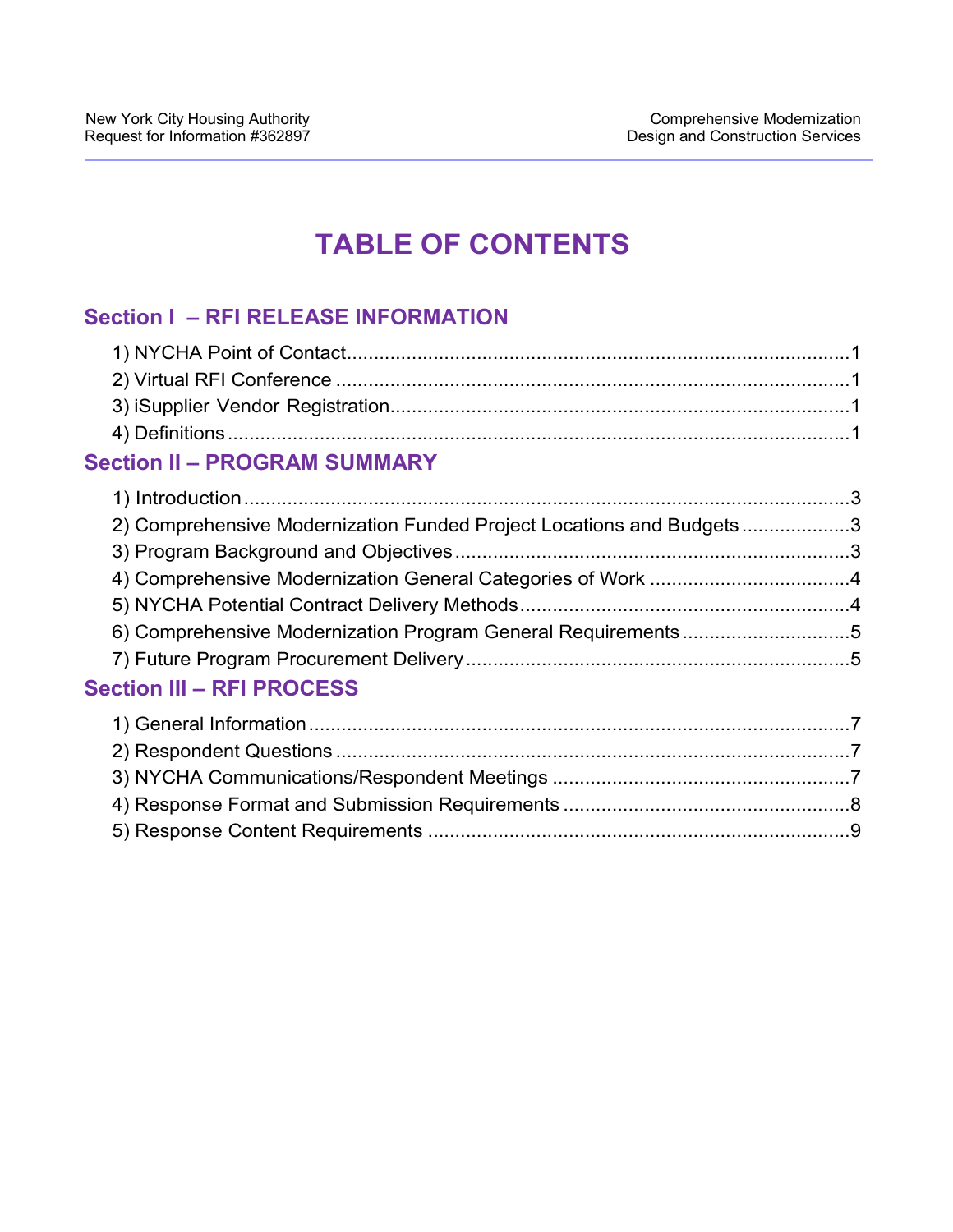# TABLE OF CONTENTS

## Section I – RFI RELEASE INFORMATION

1) NYCHA Point of Contact ..... 1
2) Virtual RFI Conference ..... 1
3) iSupplier Vendor Registration ..... 1
4) Definitions ..... 1

## Section II – PROGRAM SUMMARY

1) Introduction ..... 3
2) Comprehensive Modernization Funded Project Locations and Budgets ..... 3
3) Program Background and Objectives ..... 3
4) Comprehensive Modernization General Categories of Work ..... 4
5) NYCHA Potential Contract Delivery Methods ..... 4
6) Comprehensive Modernization Program General Requirements ..... 5
7) Future Program Procurement Delivery ..... 5

## Section III – RFI PROCESS

1) General Information ..... 7
2) Respondent Questions ..... 7
3) NYCHA Communications/Respondent Meetings ..... 7
4) Response Format and Submission Requirements ..... 8
5) Response Content Requirements ..... 9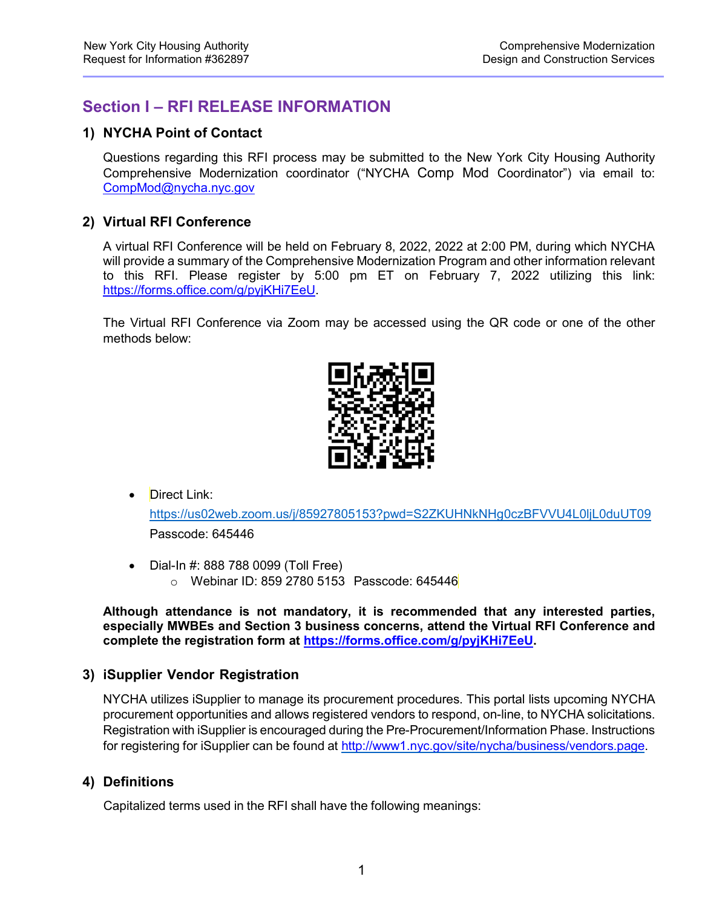# Section I – RFI RELEASE INFORMATION

## 1) NYCHA Point of Contact

Questions regarding this RFI process may be submitted to the New York City Housing Authority Comprehensive Modernization coordinator ("NYCHA Comp Mod Coordinator") via email to: CompMod@nycha.nyc.gov

## 2) Virtual RFI Conference

A virtual RFI Conference will be held on February 8, 2022, 2022 at 2:00 PM, during which NYCHA will provide a summary of the Comprehensive Modernization Program and other information relevant to this RFI. Please register by 5:00 pm ET on February 7, 2022 utilizing this link: https://forms.office.com/g/pyjKHi7EeU.

The Virtual RFI Conference via Zoom may be accessed using the QR code or one of the other methods below:

- Direct Link: https://us02web.zoom.us/j/85927805153?pwd=S2ZKUHNkNHg0czBFVVU4L0ljL0duUT09
  Passcode: 645446
- Dial-In #: 888 788 0099 (Toll Free)
  - Webinar ID: 859 2780 5153 Passcode: 645446

**Although attendance is not mandatory, it is recommended that any interested parties, especially MWBEs and Section 3 business concerns, attend the Virtual RFI Conference and complete the registration form at https://forms.office.com/g/pyjKHi7EeU.**

## 3) iSupplier Vendor Registration

NYCHA utilizes iSupplier to manage its procurement procedures. This portal lists upcoming NYCHA procurement opportunities and allows registered vendors to respond, on-line, to NYCHA solicitations. Registration with iSupplier is encouraged during the Pre-Procurement/Information Phase. Instructions for registering for iSupplier can be found at http://www1.nyc.gov/site/nycha/business/vendors.page.

## 4) Definitions

Capitalized terms used in the RFI shall have the following meanings: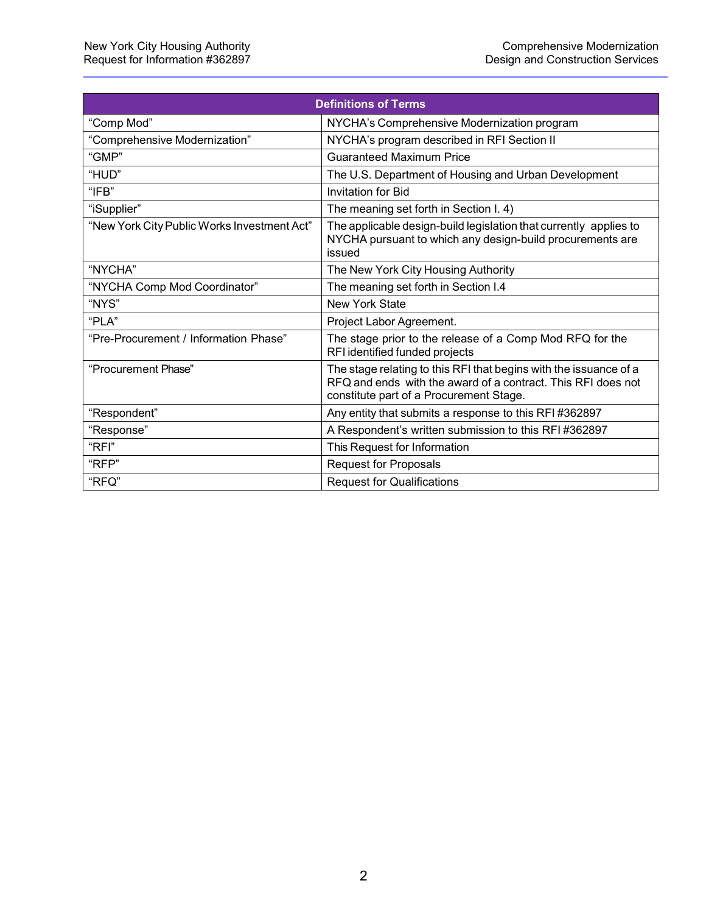| Definitions of Terms | |
|---|---|
| “Comp Mod” | NYCHA’s Comprehensive Modernization program |
| “Comprehensive Modernization” | NYCHA’s program described in RFI Section II |
| “GMP” | Guaranteed Maximum Price |
| “HUD” | The U.S. Department of Housing and Urban Development |
| “IFB” | Invitation for Bid |
| “iSupplier” | The meaning set forth in Section I. 4) |
| “New York City Public Works Investment Act” | The applicable design-build legislation that currently applies to NYCHA pursuant to which any design-build procurements are issued |
| “NYCHA” | The New York City Housing Authority |
| “NYCHA Comp Mod Coordinator” | The meaning set forth in Section I.4 |
| “NYS” | New York State |
| “PLA” | Project Labor Agreement. |
| “Pre-Procurement / Information Phase” | The stage prior to the release of a Comp Mod RFQ for the RFI identified funded projects |
| “Procurement Phase” | The stage relating to this RFI that begins with the issuance of a RFQ and ends with the award of a contract. This RFI does not constitute part of a Procurement Stage. |
| “Respondent” | Any entity that submits a response to this RFI #362897 |
| “Response” | A Respondent’s written submission to this RFI #362897 |
| “RFI” | This Request for Information |
| “RFP” | Request for Proposals |
| “RFQ” | Request for Qualifications |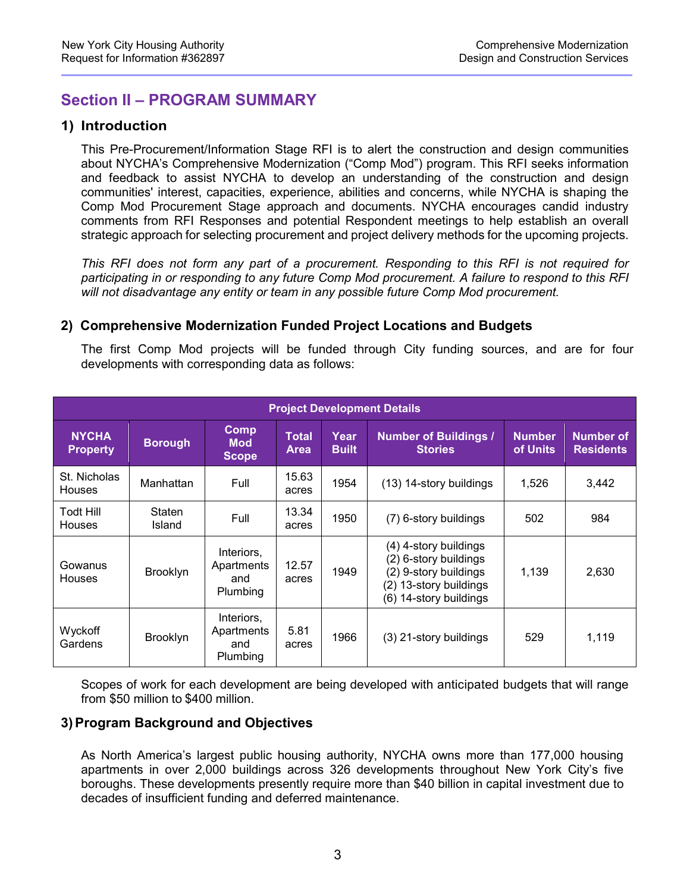## Section II – PROGRAM SUMMARY

### 1) Introduction

This Pre-Procurement/Information Stage RFI is to alert the construction and design communities about NYCHA's Comprehensive Modernization ("Comp Mod") program. This RFI seeks information and feedback to assist NYCHA to develop an understanding of the construction and design communities' interest, capacities, experience, abilities and concerns, while NYCHA is shaping the Comp Mod Procurement Stage approach and documents. NYCHA encourages candid industry comments from RFI Responses and potential Respondent meetings to help establish an overall strategic approach for selecting procurement and project delivery methods for the upcoming projects.

*This RFI does not form any part of a procurement. Responding to this RFI is not required for participating in or responding to any future Comp Mod procurement. A failure to respond to this RFI will not disadvantage any entity or team in any possible future Comp Mod procurement.*

### 2) Comprehensive Modernization Funded Project Locations and Budgets

The first Comp Mod projects will be funded through City funding sources, and are for four developments with corresponding data as follows:

| Project Development Details | | | | | | | |
|---|---|---|---|---|---|---|---|
| **NYCHA Property** | **Borough** | **Comp Mod Scope** | **Total Area** | **Year Built** | **Number of Buildings / Stories** | **Number of Units** | **Number of Residents** |
| St. Nicholas Houses | Manhattan | Full | 15.63 acres | 1954 | (13) 14-story buildings | 1,526 | 3,442 |
| Todt Hill Houses | Staten Island | Full | 13.34 acres | 1950 | (7) 6-story buildings | 502 | 984 |
| Gowanus Houses | Brooklyn | Interiors, Apartments and Plumbing | 12.57 acres | 1949 | (4) 4-story buildings<br>(2) 6-story buildings<br>(2) 9-story buildings<br>(2) 13-story buildings<br>(6) 14-story buildings | 1,139 | 2,630 |
| Wyckoff Gardens | Brooklyn | Interiors, Apartments and Plumbing | 5.81 acres | 1966 | (3) 21-story buildings | 529 | 1,119 |

Scopes of work for each development are being developed with anticipated budgets that will range from $50 million to $400 million.

### 3) Program Background and Objectives

As North America's largest public housing authority, NYCHA owns more than 177,000 housing apartments in over 2,000 buildings across 326 developments throughout New York City's five boroughs. These developments presently require more than $40 billion in capital investment due to decades of insufficient funding and deferred maintenance.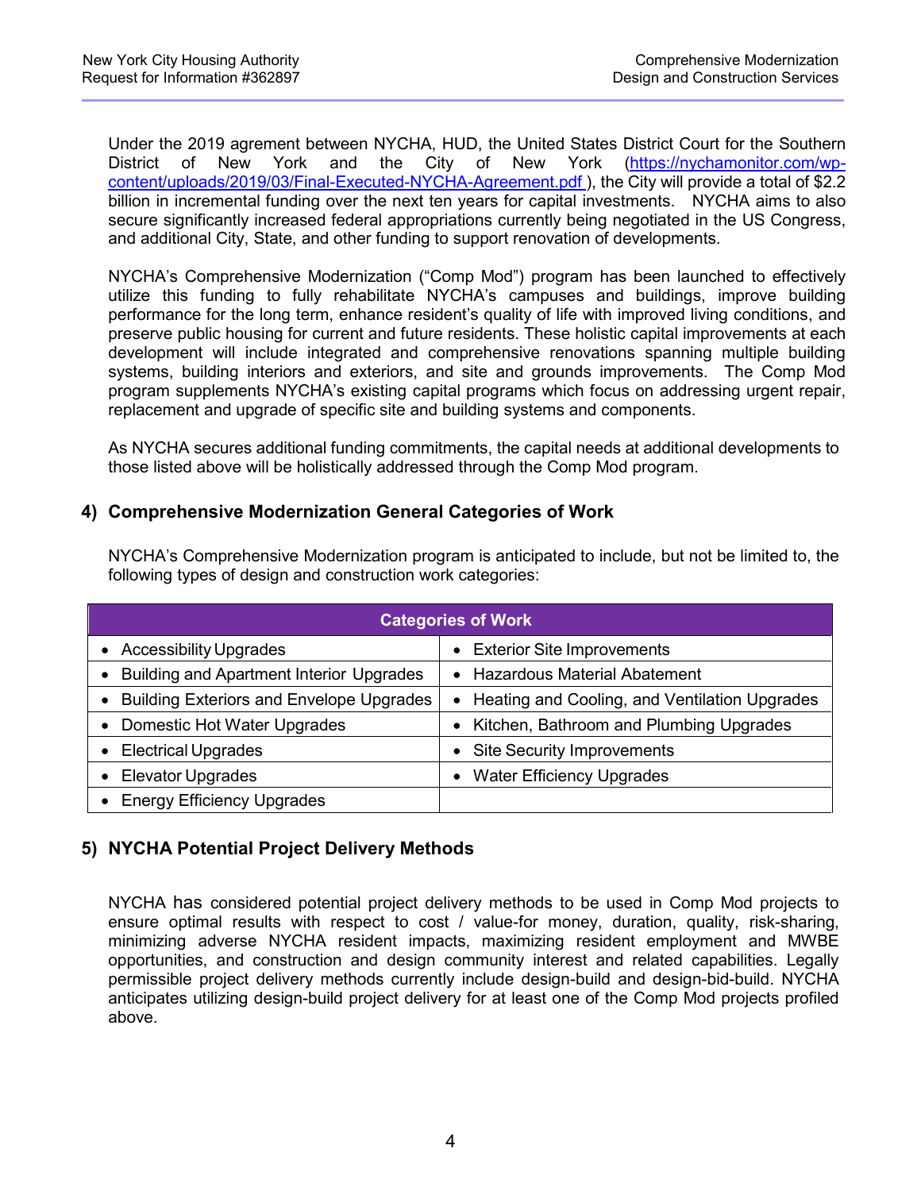Under the 2019 agrement between NYCHA, HUD, the United States District Court for the Southern District of New York and the City of New York ([https://nychamonitor.com/wp-content/uploads/2019/03/Final-Executed-NYCHA-Agreement.pdf](https://nychamonitor.com/wp-content/uploads/2019/03/Final-Executed-NYCHA-Agreement.pdf) ), the City will provide a total of $2.2 billion in incremental funding over the next ten years for capital investments. NYCHA aims to also secure significantly increased federal appropriations currently being negotiated in the US Congress, and additional City, State, and other funding to support renovation of developments.

NYCHA's Comprehensive Modernization ("Comp Mod") program has been launched to effectively utilize this funding to fully rehabilitate NYCHA's campuses and buildings, improve building performance for the long term, enhance resident's quality of life with improved living conditions, and preserve public housing for current and future residents. These holistic capital improvements at each development will include integrated and comprehensive renovations spanning multiple building systems, building interiors and exteriors, and site and grounds improvements. The Comp Mod program supplements NYCHA's existing capital programs which focus on addressing urgent repair, replacement and upgrade of specific site and building systems and components.

As NYCHA secures additional funding commitments, the capital needs at additional developments to those listed above will be holistically addressed through the Comp Mod program.

## 4) Comprehensive Modernization General Categories of Work

NYCHA's Comprehensive Modernization program is anticipated to include, but not be limited to, the following types of design and construction work categories:

| Categories of Work | |
|---|---|
| • Accessibility Upgrades | • Exterior Site Improvements |
| • Building and Apartment Interior Upgrades | • Hazardous Material Abatement |
| • Building Exteriors and Envelope Upgrades | • Heating and Cooling, and Ventilation Upgrades |
| • Domestic Hot Water Upgrades | • Kitchen, Bathroom and Plumbing Upgrades |
| • Electrical Upgrades | • Site Security Improvements |
| • Elevator Upgrades | • Water Efficiency Upgrades |
| • Energy Efficiency Upgrades | |

## 5) NYCHA Potential Project Delivery Methods

NYCHA has considered potential project delivery methods to be used in Comp Mod projects to ensure optimal results with respect to cost / value-for money, duration, quality, risk-sharing, minimizing adverse NYCHA resident impacts, maximizing resident employment and MWBE opportunities, and construction and design community interest and related capabilities. Legally permissible project delivery methods currently include design-build and design-bid-build. NYCHA anticipates utilizing design-build project delivery for at least one of the Comp Mod projects profiled above.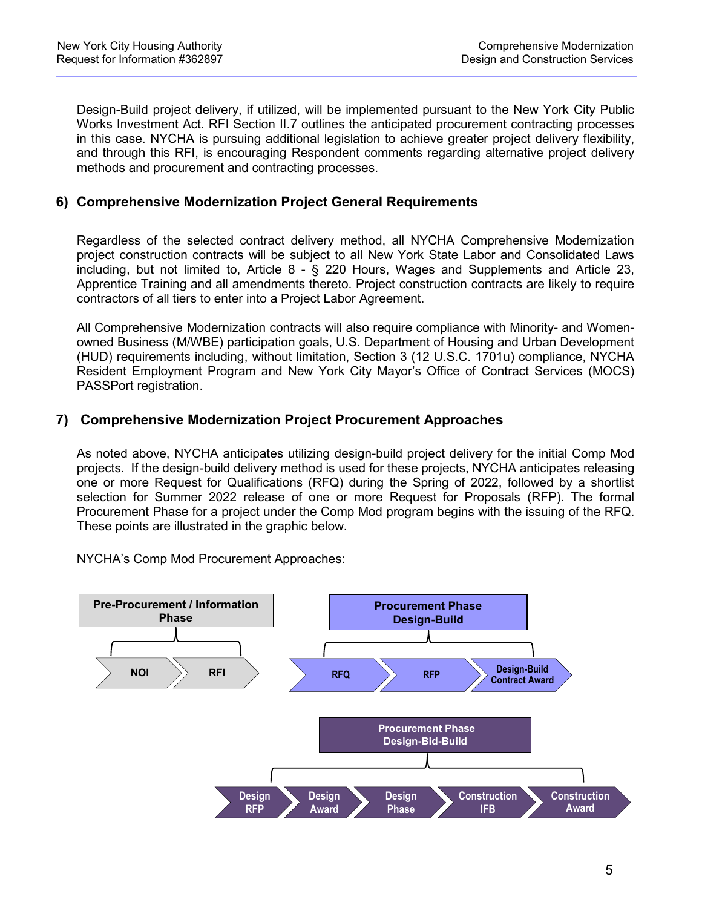Design-Build project delivery, if utilized, will be implemented pursuant to the New York City Public Works Investment Act. RFI Section II.7 outlines the anticipated procurement contracting processes in this case. NYCHA is pursuing additional legislation to achieve greater project delivery flexibility, and through this RFI, is encouraging Respondent comments regarding alternative project delivery methods and procurement and contracting processes.

## 6) Comprehensive Modernization Project General Requirements

Regardless of the selected contract delivery method, all NYCHA Comprehensive Modernization project construction contracts will be subject to all New York State Labor and Consolidated Laws including, but not limited to, Article 8 - § 220 Hours, Wages and Supplements and Article 23, Apprentice Training and all amendments thereto. Project construction contracts are likely to require contractors of all tiers to enter into a Project Labor Agreement.

All Comprehensive Modernization contracts will also require compliance with Minority- and Women-owned Business (M/WBE) participation goals, U.S. Department of Housing and Urban Development (HUD) requirements including, without limitation, Section 3 (12 U.S.C. 1701u) compliance, NYCHA Resident Employment Program and New York City Mayor's Office of Contract Services (MOCS) PASSPort registration.

## 7) Comprehensive Modernization Project Procurement Approaches

As noted above, NYCHA anticipates utilizing design-build project delivery for the initial Comp Mod projects. If the design-build delivery method is used for these projects, NYCHA anticipates releasing one or more Request for Qualifications (RFQ) during the Spring of 2022, followed by a shortlist selection for Summer 2022 release of one or more Request for Proposals (RFP). The formal Procurement Phase for a project under the Comp Mod program begins with the issuing of the RFQ. These points are illustrated in the graphic below.

NYCHA's Comp Mod Procurement Approaches:

**Pre-Procurement / Information Phase**

NOI → RFI

**Procurement Phase Design-Build**

RFQ → RFP → Design-Build Contract Award

**Procurement Phase Design-Bid-Build**

Design RFP → Design Award → Design Phase → Construction IFB → Construction Award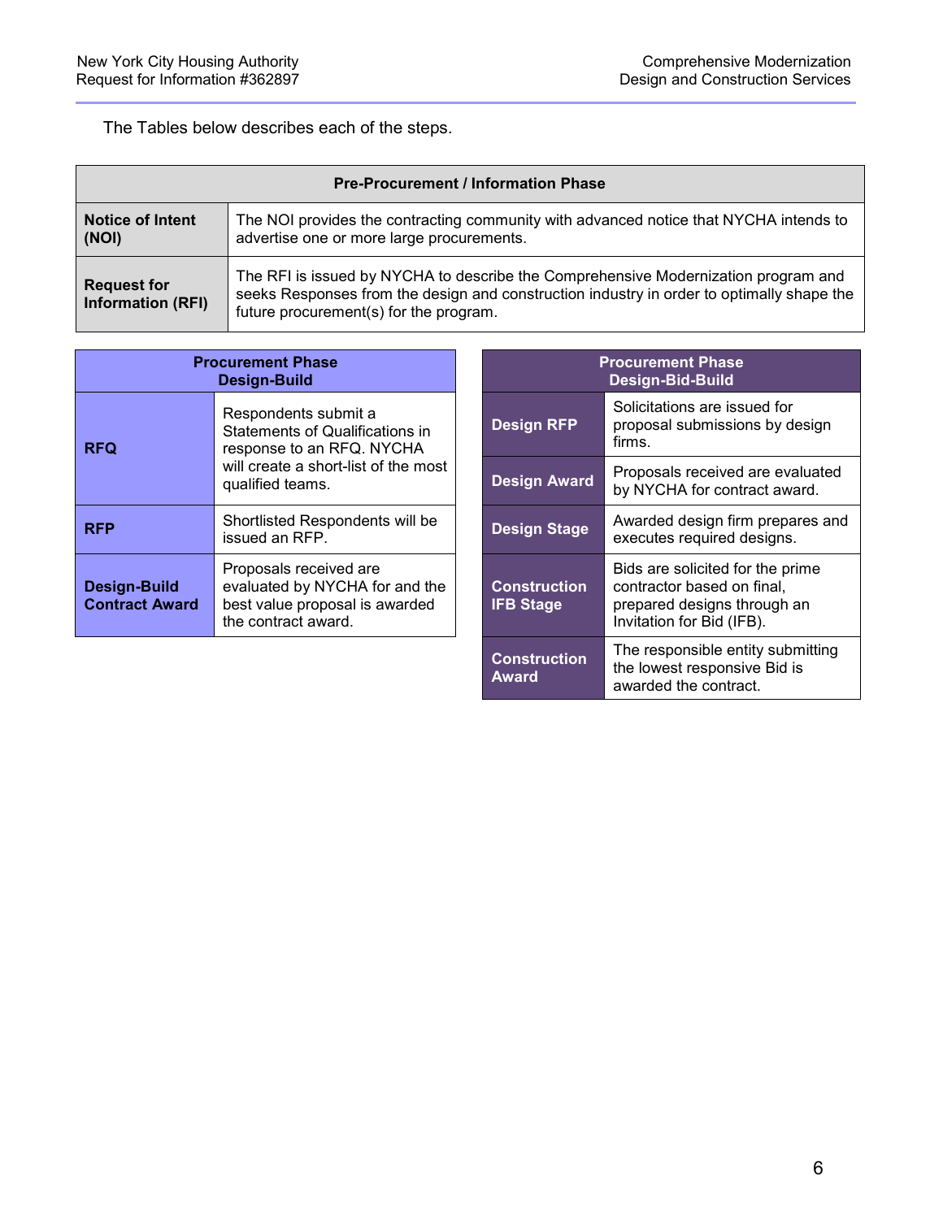The Tables below describes each of the steps.

| Pre-Procurement / Information Phase | |
|---|---|
| **Notice of Intent (NOI)** | The NOI provides the contracting community with advanced notice that NYCHA intends to advertise one or more large procurements. |
| **Request for Information (RFI)** | The RFI is issued by NYCHA to describe the Comprehensive Modernization program and seeks Responses from the design and construction industry in order to optimally shape the future procurement(s) for the program. |

| Procurement Phase Design-Build | |
|---|---|
| **RFQ** | Respondents submit a Statements of Qualifications in response to an RFQ. NYCHA will create a short-list of the most qualified teams. |
| **RFP** | Shortlisted Respondents will be issued an RFP. |
| **Design-Build Contract Award** | Proposals received are evaluated by NYCHA for and the best value proposal is awarded the contract award. |

| Procurement Phase Design-Bid-Build | |
|---|---|
| **Design RFP** | Solicitations are issued for proposal submissions by design firms. |
| **Design Award** | Proposals received are evaluated by NYCHA for contract award. |
| **Design Stage** | Awarded design firm prepares and executes required designs. |
| **Construction IFB Stage** | Bids are solicited for the prime contractor based on final, prepared designs through an Invitation for Bid (IFB). |
| **Construction Award** | The responsible entity submitting the lowest responsive Bid is awarded the contract. |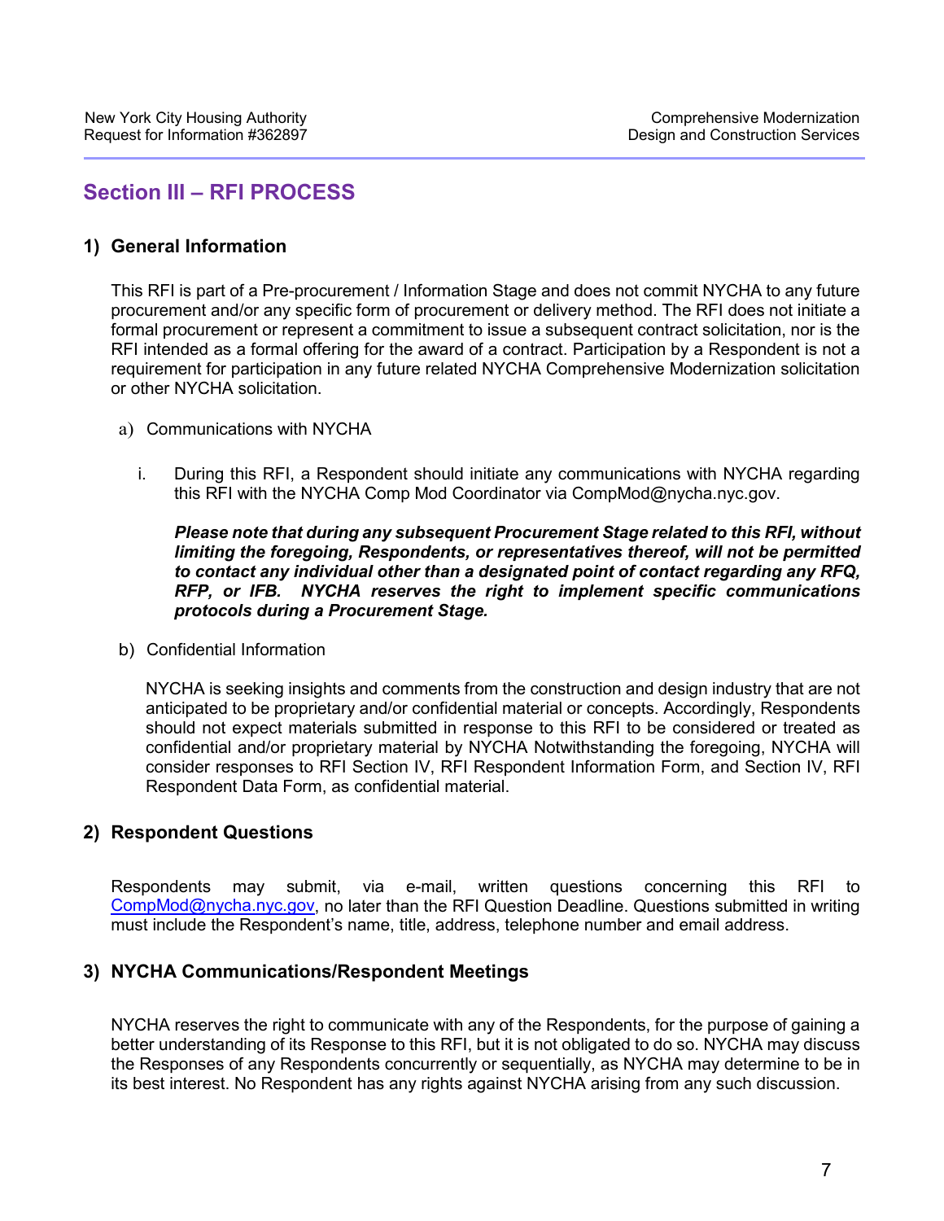## Section III – RFI PROCESS

### 1) General Information

This RFI is part of a Pre-procurement / Information Stage and does not commit NYCHA to any future procurement and/or any specific form of procurement or delivery method. The RFI does not initiate a formal procurement or represent a commitment to issue a subsequent contract solicitation, nor is the RFI intended as a formal offering for the award of a contract. Participation by a Respondent is not a requirement for participation in any future related NYCHA Comprehensive Modernization solicitation or other NYCHA solicitation.

a) Communications with NYCHA

i. During this RFI, a Respondent should initiate any communications with NYCHA regarding this RFI with the NYCHA Comp Mod Coordinator via CompMod@nycha.nyc.gov.

***Please note that during any subsequent Procurement Stage related to this RFI, without limiting the foregoing, Respondents, or representatives thereof, will not be permitted to contact any individual other than a designated point of contact regarding any RFQ, RFP, or IFB. NYCHA reserves the right to implement specific communications protocols during a Procurement Stage.***

b) Confidential Information

NYCHA is seeking insights and comments from the construction and design industry that are not anticipated to be proprietary and/or confidential material or concepts. Accordingly, Respondents should not expect materials submitted in response to this RFI to be considered or treated as confidential and/or proprietary material by NYCHA Notwithstanding the foregoing, NYCHA will consider responses to RFI Section IV, RFI Respondent Information Form, and Section IV, RFI Respondent Data Form, as confidential material.

### 2) Respondent Questions

Respondents may submit, via e-mail, written questions concerning this RFI to CompMod@nycha.nyc.gov, no later than the RFI Question Deadline. Questions submitted in writing must include the Respondent's name, title, address, telephone number and email address.

### 3) NYCHA Communications/Respondent Meetings

NYCHA reserves the right to communicate with any of the Respondents, for the purpose of gaining a better understanding of its Response to this RFI, but it is not obligated to do so. NYCHA may discuss the Responses of any Respondents concurrently or sequentially, as NYCHA may determine to be in its best interest. No Respondent has any rights against NYCHA arising from any such discussion.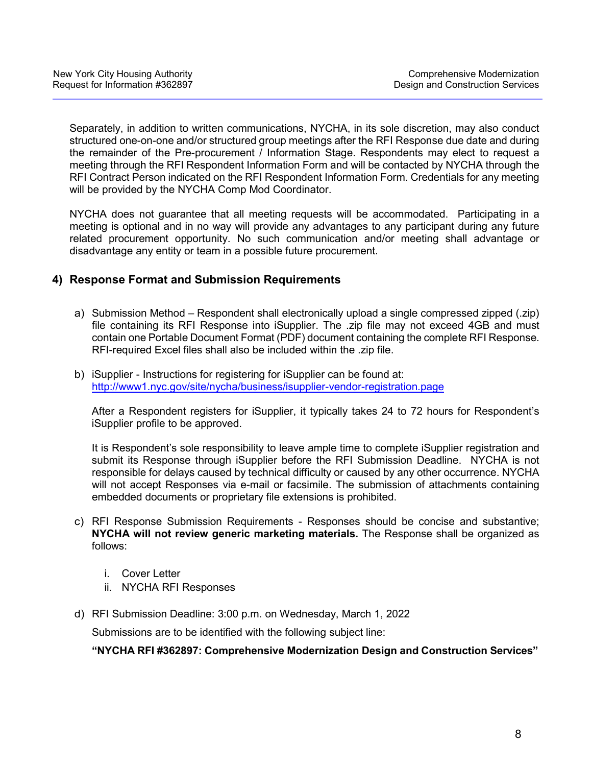Separately, in addition to written communications, NYCHA, in its sole discretion, may also conduct structured one-on-one and/or structured group meetings after the RFI Response due date and during the remainder of the Pre-procurement / Information Stage. Respondents may elect to request a meeting through the RFI Respondent Information Form and will be contacted by NYCHA through the RFI Contract Person indicated on the RFI Respondent Information Form. Credentials for any meeting will be provided by the NYCHA Comp Mod Coordinator.

NYCHA does not guarantee that all meeting requests will be accommodated. Participating in a meeting is optional and in no way will provide any advantages to any participant during any future related procurement opportunity. No such communication and/or meeting shall advantage or disadvantage any entity or team in a possible future procurement.

## 4) Response Format and Submission Requirements

a) Submission Method – Respondent shall electronically upload a single compressed zipped (.zip) file containing its RFI Response into iSupplier. The .zip file may not exceed 4GB and must contain one Portable Document Format (PDF) document containing the complete RFI Response. RFI-required Excel files shall also be included within the .zip file.

b) iSupplier - Instructions for registering for iSupplier can be found at: http://www1.nyc.gov/site/nycha/business/isupplier-vendor-registration.page

After a Respondent registers for iSupplier, it typically takes 24 to 72 hours for Respondent's iSupplier profile to be approved.

It is Respondent's sole responsibility to leave ample time to complete iSupplier registration and submit its Response through iSupplier before the RFI Submission Deadline. NYCHA is not responsible for delays caused by technical difficulty or caused by any other occurrence. NYCHA will not accept Responses via e-mail or facsimile. The submission of attachments containing embedded documents or proprietary file extensions is prohibited.

c) RFI Response Submission Requirements - Responses should be concise and substantive; **NYCHA will not review generic marketing materials.** The Response shall be organized as follows:

   i. Cover Letter
   ii. NYCHA RFI Responses

d) RFI Submission Deadline: 3:00 p.m. on Wednesday, March 1, 2022

Submissions are to be identified with the following subject line:

**"NYCHA RFI #362897: Comprehensive Modernization Design and Construction Services"**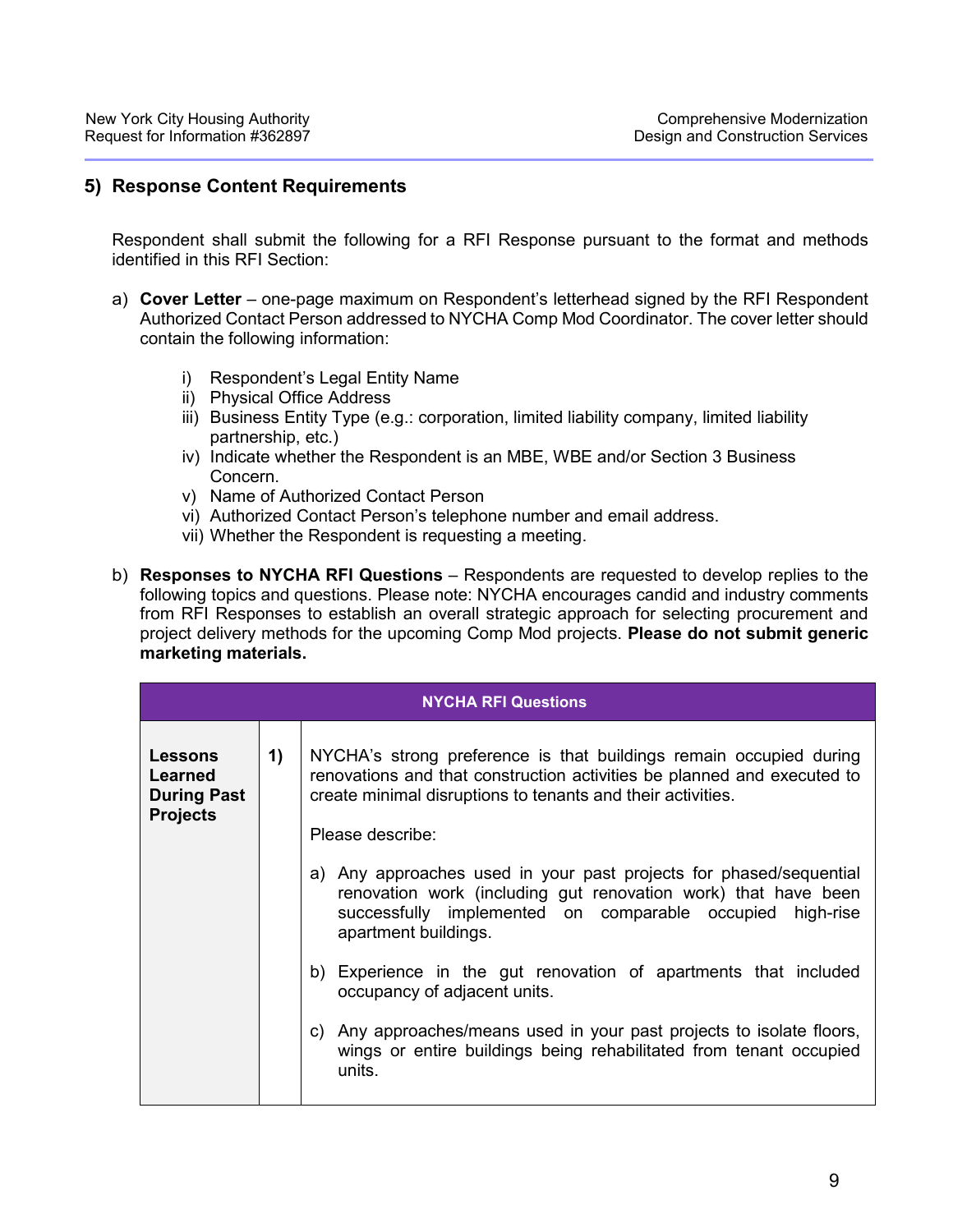## 5) Response Content Requirements

Respondent shall submit the following for a RFI Response pursuant to the format and methods identified in this RFI Section:

a) **Cover Letter** – one-page maximum on Respondent's letterhead signed by the RFI Respondent Authorized Contact Person addressed to NYCHA Comp Mod Coordinator. The cover letter should contain the following information:

   i) Respondent's Legal Entity Name
   ii) Physical Office Address
   iii) Business Entity Type (e.g.: corporation, limited liability company, limited liability partnership, etc.)
   iv) Indicate whether the Respondent is an MBE, WBE and/or Section 3 Business Concern.
   v) Name of Authorized Contact Person
   vi) Authorized Contact Person's telephone number and email address.
   vii) Whether the Respondent is requesting a meeting.

b) **Responses to NYCHA RFI Questions** – Respondents are requested to develop replies to the following topics and questions. Please note: NYCHA encourages candid and industry comments from RFI Responses to establish an overall strategic approach for selecting procurement and project delivery methods for the upcoming Comp Mod projects. **Please do not submit generic marketing materials.**

| NYCHA RFI Questions | | |
|---|---|---|
| **Lessons Learned During Past Projects** | **1)** | NYCHA's strong preference is that buildings remain occupied during renovations and that construction activities be planned and executed to create minimal disruptions to tenants and their activities.<br><br>Please describe:<br><br>a) Any approaches used in your past projects for phased/sequential renovation work (including gut renovation work) that have been successfully implemented on comparable occupied high-rise apartment buildings.<br><br>b) Experience in the gut renovation of apartments that included occupancy of adjacent units.<br><br>c) Any approaches/means used in your past projects to isolate floors, wings or entire buildings being rehabilitated from tenant occupied units. |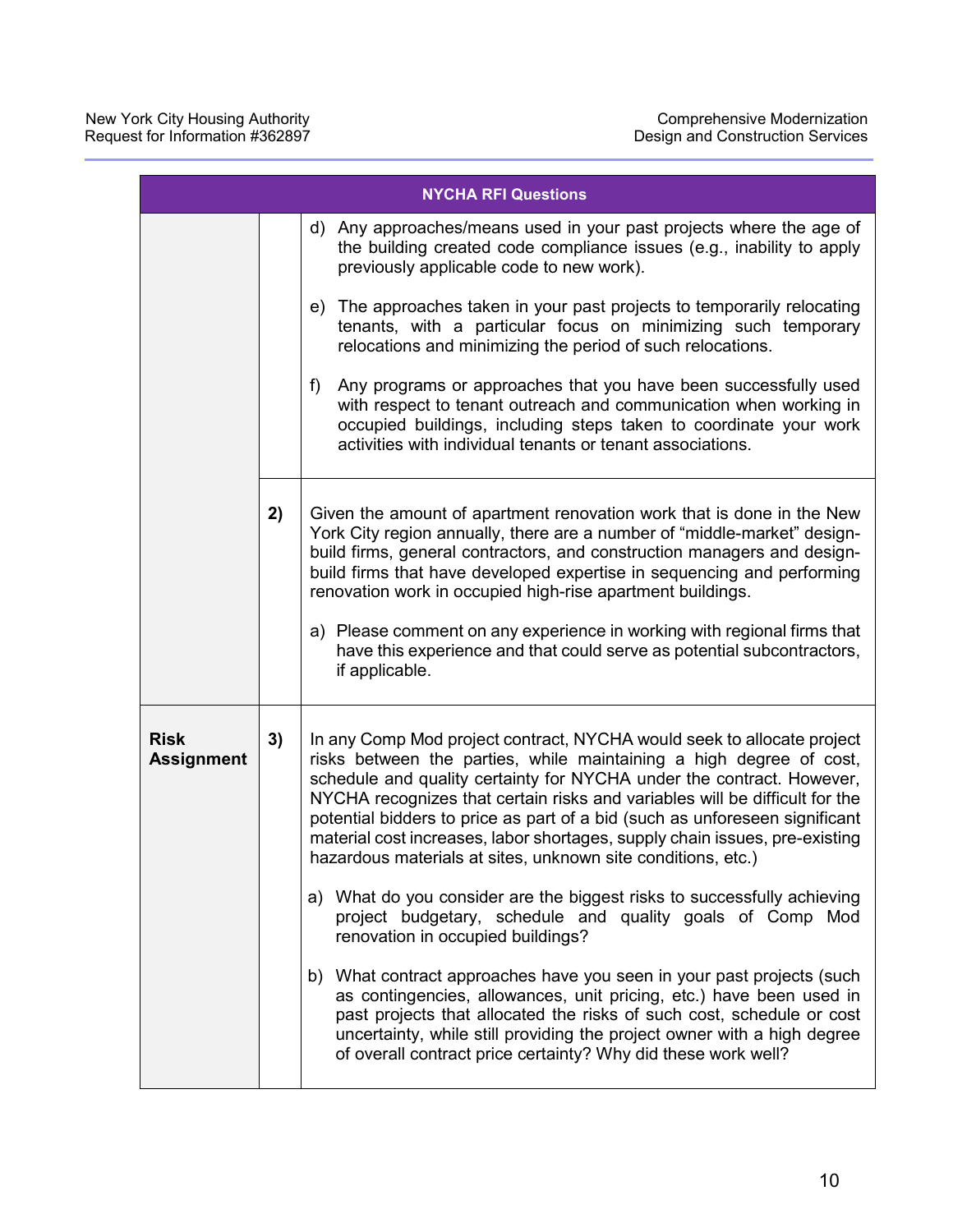| NYCHA RFI Questions | | |
|---|---|---|
| | | d) Any approaches/means used in your past projects where the age of the building created code compliance issues (e.g., inability to apply previously applicable code to new work).<br><br>e) The approaches taken in your past projects to temporarily relocating tenants, with a particular focus on minimizing such temporary relocations and minimizing the period of such relocations.<br><br>f) Any programs or approaches that you have been successfully used with respect to tenant outreach and communication when working in occupied buildings, including steps taken to coordinate your work activities with individual tenants or tenant associations. |
| | **2)** | Given the amount of apartment renovation work that is done in the New York City region annually, there are a number of "middle-market" design-build firms, general contractors, and construction managers and design-build firms that have developed expertise in sequencing and performing renovation work in occupied high-rise apartment buildings.<br><br>a) Please comment on any experience in working with regional firms that have this experience and that could serve as potential subcontractors, if applicable. |
| **Risk Assignment** | **3)** | In any Comp Mod project contract, NYCHA would seek to allocate project risks between the parties, while maintaining a high degree of cost, schedule and quality certainty for NYCHA under the contract. However, NYCHA recognizes that certain risks and variables will be difficult for the potential bidders to price as part of a bid (such as unforeseen significant material cost increases, labor shortages, supply chain issues, pre-existing hazardous materials at sites, unknown site conditions, etc.)<br><br>a) What do you consider are the biggest risks to successfully achieving project budgetary, schedule and quality goals of Comp Mod renovation in occupied buildings?<br><br>b) What contract approaches have you seen in your past projects (such as contingencies, allowances, unit pricing, etc.) have been used in past projects that allocated the risks of such cost, schedule or cost uncertainty, while still providing the project owner with a high degree of overall contract price certainty? Why did these work well? |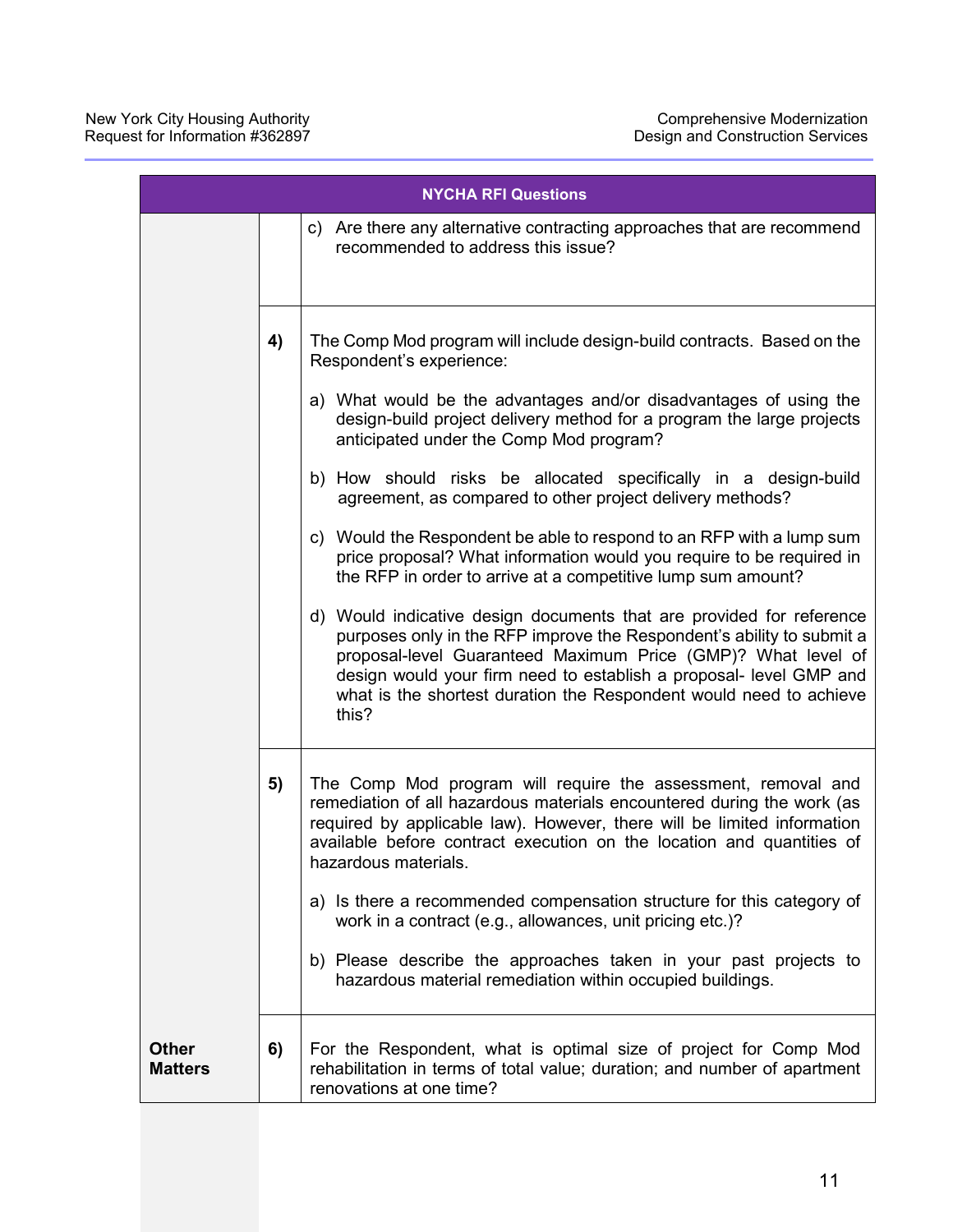| NYCHA RFI Questions | | |
|---|---|---|
| | | c) Are there any alternative contracting approaches that are recommend recommended to address this issue? |
| | **4)** | The Comp Mod program will include design-build contracts. Based on the Respondent's experience:<br><br>a) What would be the advantages and/or disadvantages of using the design-build project delivery method for a program the large projects anticipated under the Comp Mod program?<br><br>b) How should risks be allocated specifically in a design-build agreement, as compared to other project delivery methods?<br><br>c) Would the Respondent be able to respond to an RFP with a lump sum price proposal? What information would you require to be required in the RFP in order to arrive at a competitive lump sum amount?<br><br>d) Would indicative design documents that are provided for reference purposes only in the RFP improve the Respondent's ability to submit a proposal-level Guaranteed Maximum Price (GMP)? What level of design would your firm need to establish a proposal- level GMP and what is the shortest duration the Respondent would need to achieve this? |
| | **5)** | The Comp Mod program will require the assessment, removal and remediation of all hazardous materials encountered during the work (as required by applicable law). However, there will be limited information available before contract execution on the location and quantities of hazardous materials.<br><br>a) Is there a recommended compensation structure for this category of work in a contract (e.g., allowances, unit pricing etc.)?<br><br>b) Please describe the approaches taken in your past projects to hazardous material remediation within occupied buildings. |
| **Other Matters** | **6)** | For the Respondent, what is optimal size of project for Comp Mod rehabilitation in terms of total value; duration; and number of apartment renovations at one time? |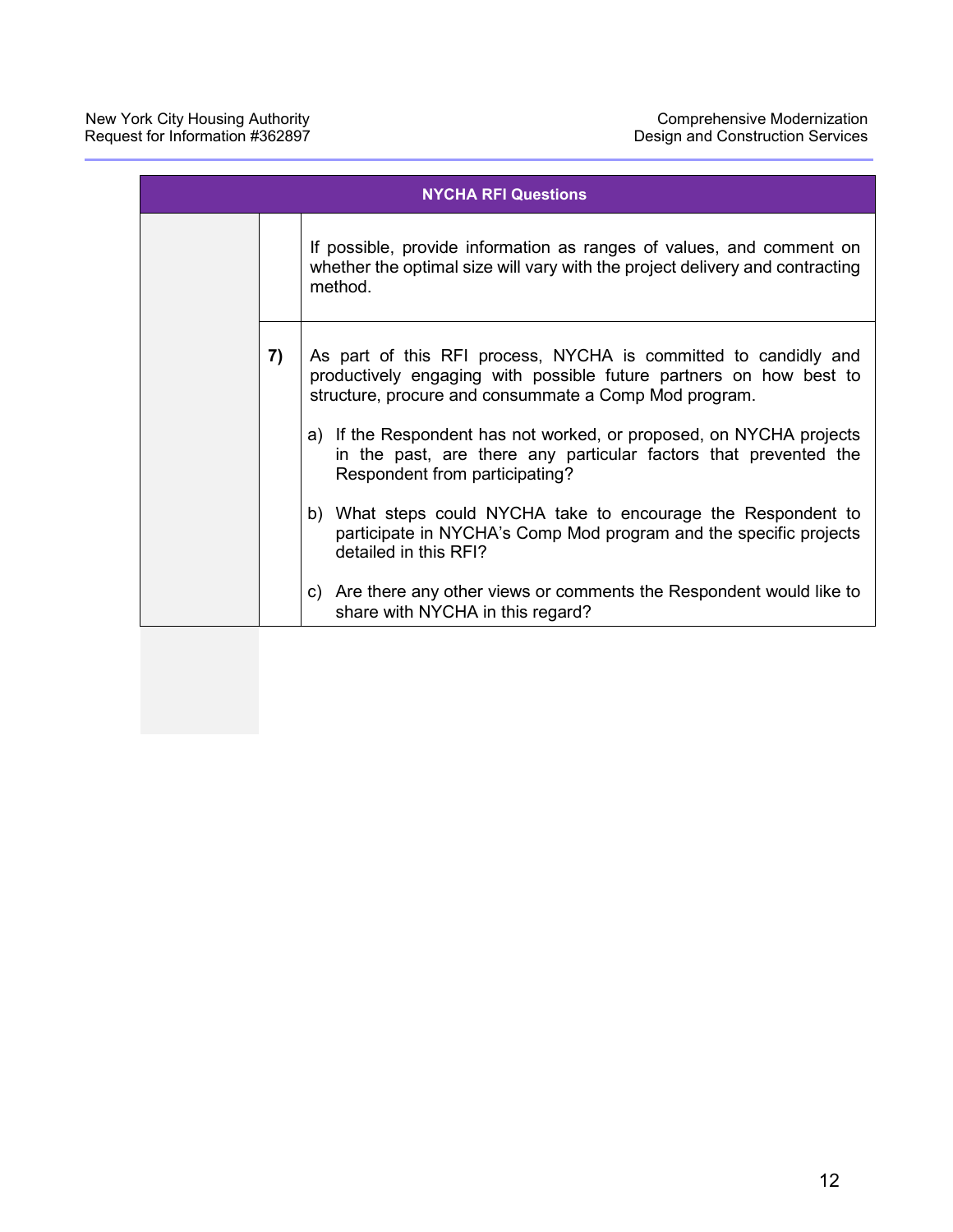| NYCHA RFI Questions | | |
|---|---|---|
| | | If possible, provide information as ranges of values, and comment on whether the optimal size will vary with the project delivery and contracting method. |
| | **7)** | As part of this RFI process, NYCHA is committed to candidly and productively engaging with possible future partners on how best to structure, procure and consummate a Comp Mod program.<br><br>a) If the Respondent has not worked, or proposed, on NYCHA projects in the past, are there any particular factors that prevented the Respondent from participating?<br><br>b) What steps could NYCHA take to encourage the Respondent to participate in NYCHA's Comp Mod program and the specific projects detailed in this RFI?<br><br>c) Are there any other views or comments the Respondent would like to share with NYCHA in this regard? |